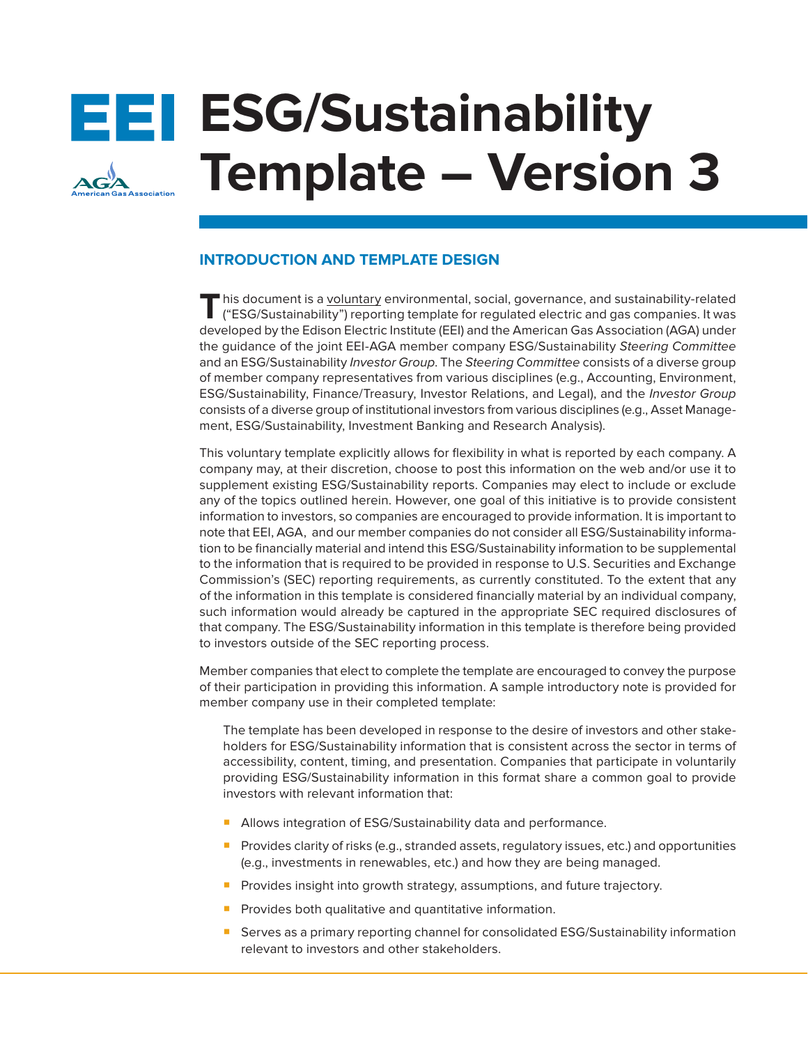# EEI ESG/Sustainability Template – Version 3

AGA American Gas Association

## INTRODUCTION AND TEMPLATE DESIGN

This document is a voluntary environmental, social, governance, and sustainability-related ("ESG/Sustainability") reporting template for regulated electric and gas companies. It was developed by the Edison Electric Institute (EEI) and the American Gas Association (AGA) under the guidance of the joint EEI-AGA member company ESG/Sustainability *Steering Committee* and an ESG/Sustainability *Investor Group*. The *Steering Committee* consists of a diverse group of member company representatives from various disciplines (e.g., Accounting, Environment, ESG/Sustainability, Finance/Treasury, Investor Relations, and Legal), and the *Investor Group* consists of a diverse group of institutional investors from various disciplines (e.g., Asset Management, ESG/Sustainability, Investment Banking and Research Analysis).

This voluntary template explicitly allows for flexibility in what is reported by each company. A company may, at their discretion, choose to post this information on the web and/or use it to supplement existing ESG/Sustainability reports. Companies may elect to include or exclude any of the topics outlined herein. However, one goal of this initiative is to provide consistent information to investors, so companies are encouraged to provide information. It is important to note that EEI, AGA, and our member companies do not consider all ESG/Sustainability information to be financially material and intend this ESG/Sustainability information to be supplemental to the information that is required to be provided in response to U.S. Securities and Exchange Commission's (SEC) reporting requirements, as currently constituted. To the extent that any of the information in this template is considered financially material by an individual company, such information would already be captured in the appropriate SEC required disclosures of that company. The ESG/Sustainability information in this template is therefore being provided to investors outside of the SEC reporting process.

Member companies that elect to complete the template are encouraged to convey the purpose of their participation in providing this information. A sample introductory note is provided for member company use in their completed template:

> The template has been developed in response to the desire of investors and other stakeholders for ESG/Sustainability information that is consistent across the sector in terms of accessibility, content, timing, and presentation. Companies that participate in voluntarily providing ESG/Sustainability information in this format share a common goal to provide investors with relevant information that:

- Allows integration of ESG/Sustainability data and performance.
- Provides clarity of risks (e.g., stranded assets, regulatory issues, etc.) and opportunities (e.g., investments in renewables, etc.) and how they are being managed.
- Provides insight into growth strategy, assumptions, and future trajectory.
- Provides both qualitative and quantitative information.
- Serves as a primary reporting channel for consolidated ESG/Sustainability information relevant to investors and other stakeholders.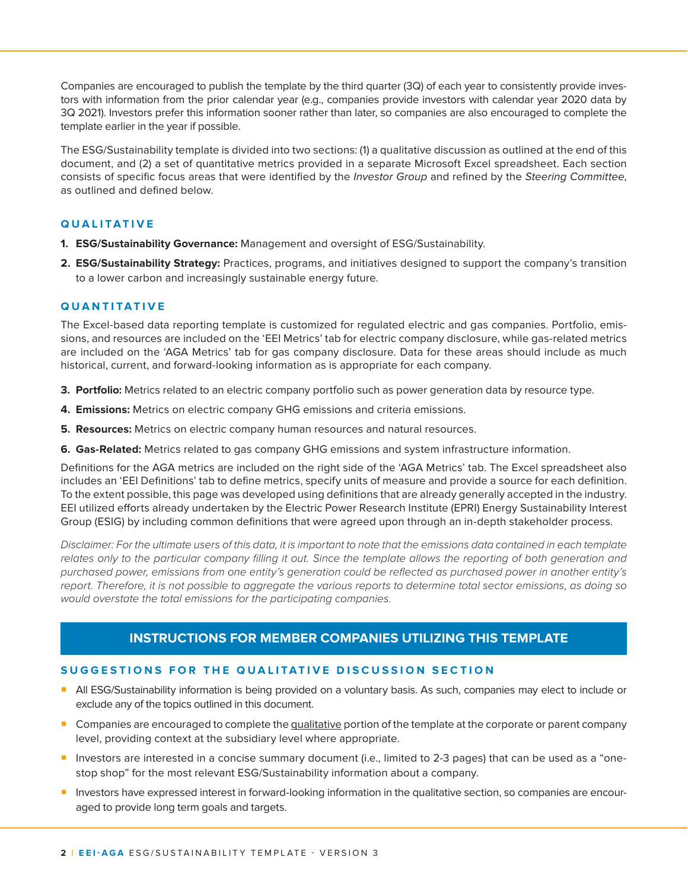Companies are encouraged to publish the template by the third quarter (3Q) of each year to consistently provide investors with information from the prior calendar year (e.g., companies provide investors with calendar year 2020 data by 3Q 2021). Investors prefer this information sooner rather than later, so companies are also encouraged to complete the template earlier in the year if possible.

The ESG/Sustainability template is divided into two sections: (1) a qualitative discussion as outlined at the end of this document, and (2) a set of quantitative metrics provided in a separate Microsoft Excel spreadsheet. Each section consists of specific focus areas that were identified by the *Investor Group* and refined by the *Steering Committee*, as outlined and defined below.

### QUALITATIVE

1. **ESG/Sustainability Governance:** Management and oversight of ESG/Sustainability.
2. **ESG/Sustainability Strategy:** Practices, programs, and initiatives designed to support the company's transition to a lower carbon and increasingly sustainable energy future.

### QUANTITATIVE

The Excel-based data reporting template is customized for regulated electric and gas companies. Portfolio, emissions, and resources are included on the 'EEI Metrics' tab for electric company disclosure, while gas-related metrics are included on the 'AGA Metrics' tab for gas company disclosure. Data for these areas should include as much historical, current, and forward-looking information as is appropriate for each company.

3. **Portfolio:** Metrics related to an electric company portfolio such as power generation data by resource type.
4. **Emissions:** Metrics on electric company GHG emissions and criteria emissions.
5. **Resources:** Metrics on electric company human resources and natural resources.
6. **Gas-Related:** Metrics related to gas company GHG emissions and system infrastructure information.

Definitions for the AGA metrics are included on the right side of the 'AGA Metrics' tab. The Excel spreadsheet also includes an 'EEI Definitions' tab to define metrics, specify units of measure and provide a source for each definition. To the extent possible, this page was developed using definitions that are already generally accepted in the industry. EEI utilized efforts already undertaken by the Electric Power Research Institute (EPRI) Energy Sustainability Interest Group (ESIG) by including common definitions that were agreed upon through an in-depth stakeholder process.

*Disclaimer: For the ultimate users of this data, it is important to note that the emissions data contained in each template relates only to the particular company filling it out. Since the template allows the reporting of both generation and purchased power, emissions from one entity's generation could be reflected as purchased power in another entity's report. Therefore, it is not possible to aggregate the various reports to determine total sector emissions, as doing so would overstate the total emissions for the participating companies.*

## INSTRUCTIONS FOR MEMBER COMPANIES UTILIZING THIS TEMPLATE

### SUGGESTIONS FOR THE QUALITATIVE DISCUSSION SECTION

- All ESG/Sustainability information is being provided on a voluntary basis. As such, companies may elect to include or exclude any of the topics outlined in this document.
- Companies are encouraged to complete the qualitative portion of the template at the corporate or parent company level, providing context at the subsidiary level where appropriate.
- Investors are interested in a concise summary document (i.e., limited to 2-3 pages) that can be used as a "one-stop shop" for the most relevant ESG/Sustainability information about a company.
- Investors have expressed interest in forward-looking information in the qualitative section, so companies are encouraged to provide long term goals and targets.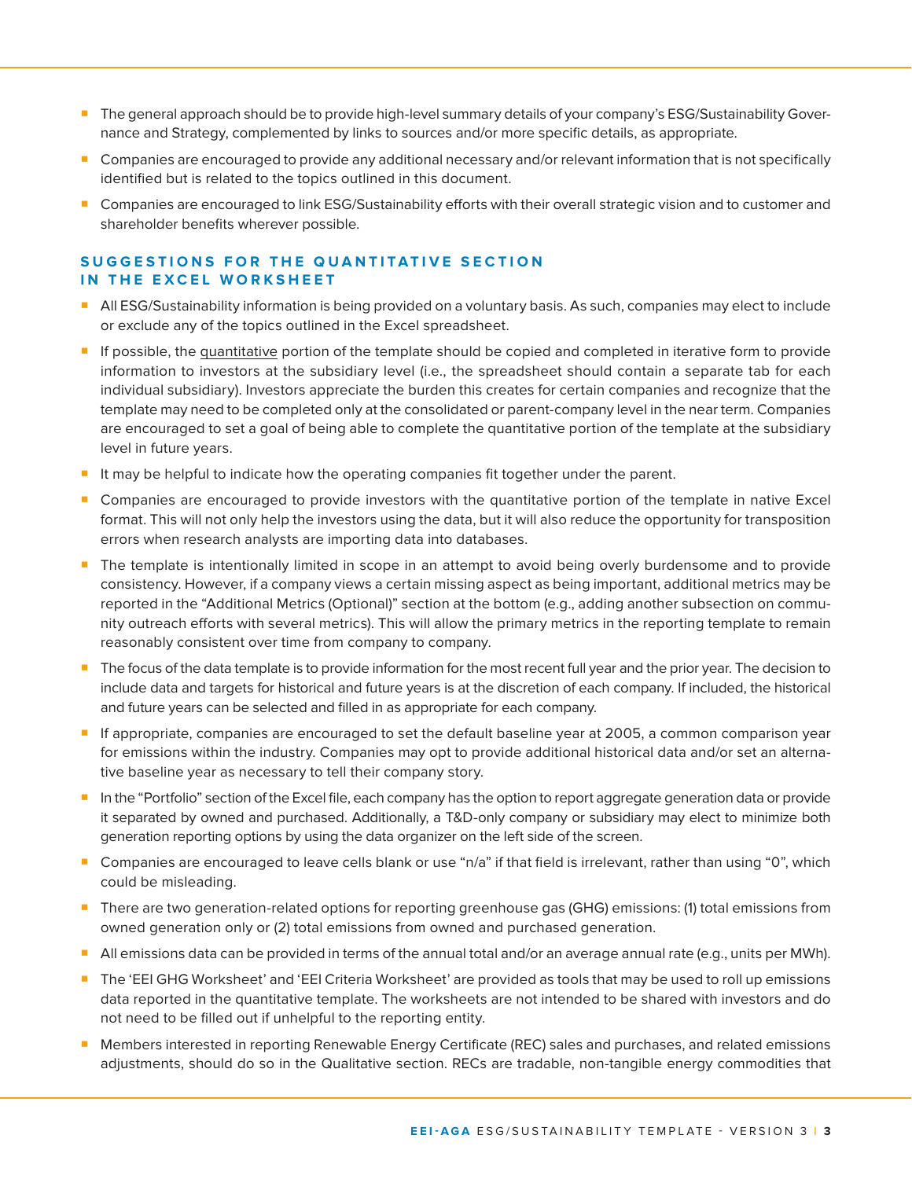- The general approach should be to provide high-level summary details of your company's ESG/Sustainability Governance and Strategy, complemented by links to sources and/or more specific details, as appropriate.
- Companies are encouraged to provide any additional necessary and/or relevant information that is not specifically identified but is related to the topics outlined in this document.
- Companies are encouraged to link ESG/Sustainability efforts with their overall strategic vision and to customer and shareholder benefits wherever possible.

## SUGGESTIONS FOR THE QUANTITATIVE SECTION IN THE EXCEL WORKSHEET

- All ESG/Sustainability information is being provided on a voluntary basis. As such, companies may elect to include or exclude any of the topics outlined in the Excel spreadsheet.
- If possible, the quantitative portion of the template should be copied and completed in iterative form to provide information to investors at the subsidiary level (i.e., the spreadsheet should contain a separate tab for each individual subsidiary). Investors appreciate the burden this creates for certain companies and recognize that the template may need to be completed only at the consolidated or parent-company level in the near term. Companies are encouraged to set a goal of being able to complete the quantitative portion of the template at the subsidiary level in future years.
- It may be helpful to indicate how the operating companies fit together under the parent.
- Companies are encouraged to provide investors with the quantitative portion of the template in native Excel format. This will not only help the investors using the data, but it will also reduce the opportunity for transposition errors when research analysts are importing data into databases.
- The template is intentionally limited in scope in an attempt to avoid being overly burdensome and to provide consistency. However, if a company views a certain missing aspect as being important, additional metrics may be reported in the "Additional Metrics (Optional)" section at the bottom (e.g., adding another subsection on community outreach efforts with several metrics). This will allow the primary metrics in the reporting template to remain reasonably consistent over time from company to company.
- The focus of the data template is to provide information for the most recent full year and the prior year. The decision to include data and targets for historical and future years is at the discretion of each company. If included, the historical and future years can be selected and filled in as appropriate for each company.
- If appropriate, companies are encouraged to set the default baseline year at 2005, a common comparison year for emissions within the industry. Companies may opt to provide additional historical data and/or set an alternative baseline year as necessary to tell their company story.
- In the "Portfolio" section of the Excel file, each company has the option to report aggregate generation data or provide it separated by owned and purchased. Additionally, a T&D-only company or subsidiary may elect to minimize both generation reporting options by using the data organizer on the left side of the screen.
- Companies are encouraged to leave cells blank or use "n/a" if that field is irrelevant, rather than using "0", which could be misleading.
- There are two generation-related options for reporting greenhouse gas (GHG) emissions: (1) total emissions from owned generation only or (2) total emissions from owned and purchased generation.
- All emissions data can be provided in terms of the annual total and/or an average annual rate (e.g., units per MWh).
- The 'EEI GHG Worksheet' and 'EEI Criteria Worksheet' are provided as tools that may be used to roll up emissions data reported in the quantitative template. The worksheets are not intended to be shared with investors and do not need to be filled out if unhelpful to the reporting entity.
- Members interested in reporting Renewable Energy Certificate (REC) sales and purchases, and related emissions adjustments, should do so in the Qualitative section. RECs are tradable, non-tangible energy commodities that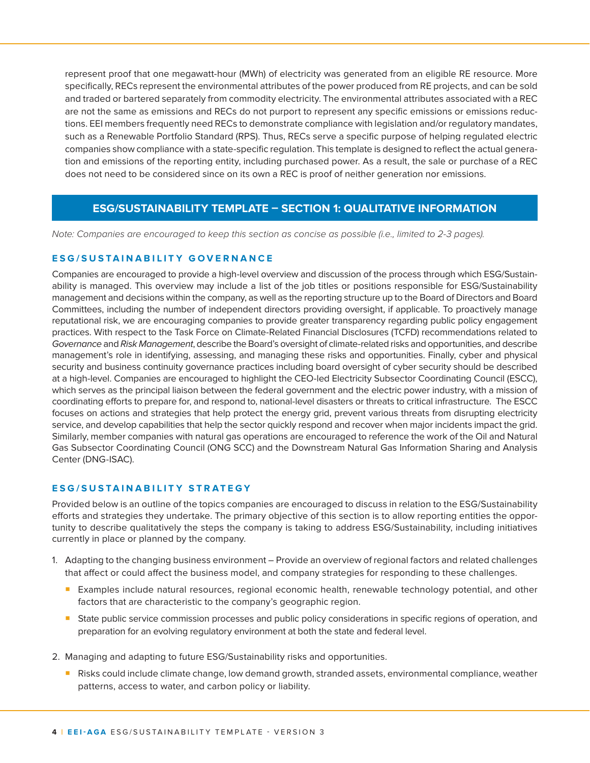represent proof that one megawatt-hour (MWh) of electricity was generated from an eligible RE resource. More specifically, RECs represent the environmental attributes of the power produced from RE projects, and can be sold and traded or bartered separately from commodity electricity. The environmental attributes associated with a REC are not the same as emissions and RECs do not purport to represent any specific emissions or emissions reductions. EEI members frequently need RECs to demonstrate compliance with legislation and/or regulatory mandates, such as a Renewable Portfolio Standard (RPS). Thus, RECs serve a specific purpose of helping regulated electric companies show compliance with a state-specific regulation. This template is designed to reflect the actual generation and emissions of the reporting entity, including purchased power. As a result, the sale or purchase of a REC does not need to be considered since on its own a REC is proof of neither generation nor emissions.

## ESG/SUSTAINABILITY TEMPLATE – SECTION 1: QUALITATIVE INFORMATION

*Note: Companies are encouraged to keep this section as concise as possible (i.e., limited to 2-3 pages).*

### ESG/SUSTAINABILITY GOVERNANCE

Companies are encouraged to provide a high-level overview and discussion of the process through which ESG/Sustainability is managed. This overview may include a list of the job titles or positions responsible for ESG/Sustainability management and decisions within the company, as well as the reporting structure up to the Board of Directors and Board Committees, including the number of independent directors providing oversight, if applicable. To proactively manage reputational risk, we are encouraging companies to provide greater transparency regarding public policy engagement practices. With respect to the Task Force on Climate-Related Financial Disclosures (TCFD) recommendations related to *Governance* and *Risk Management*, describe the Board's oversight of climate-related risks and opportunities, and describe management's role in identifying, assessing, and managing these risks and opportunities. Finally, cyber and physical security and business continuity governance practices including board oversight of cyber security should be described at a high-level. Companies are encouraged to highlight the CEO-led Electricity Subsector Coordinating Council (ESCC), which serves as the principal liaison between the federal government and the electric power industry, with a mission of coordinating efforts to prepare for, and respond to, national-level disasters or threats to critical infrastructure. The ESCC focuses on actions and strategies that help protect the energy grid, prevent various threats from disrupting electricity service, and develop capabilities that help the sector quickly respond and recover when major incidents impact the grid. Similarly, member companies with natural gas operations are encouraged to reference the work of the Oil and Natural Gas Subsector Coordinating Council (ONG SCC) and the Downstream Natural Gas Information Sharing and Analysis Center (DNG-ISAC).

### ESG/SUSTAINABILITY STRATEGY

Provided below is an outline of the topics companies are encouraged to discuss in relation to the ESG/Sustainability efforts and strategies they undertake. The primary objective of this section is to allow reporting entities the opportunity to describe qualitatively the steps the company is taking to address ESG/Sustainability, including initiatives currently in place or planned by the company.

1. Adapting to the changing business environment – Provide an overview of regional factors and related challenges that affect or could affect the business model, and company strategies for responding to these challenges.
   - Examples include natural resources, regional economic health, renewable technology potential, and other factors that are characteristic to the company's geographic region.
   - State public service commission processes and public policy considerations in specific regions of operation, and preparation for an evolving regulatory environment at both the state and federal level.
2. Managing and adapting to future ESG/Sustainability risks and opportunities.
   - Risks could include climate change, low demand growth, stranded assets, environmental compliance, weather patterns, access to water, and carbon policy or liability.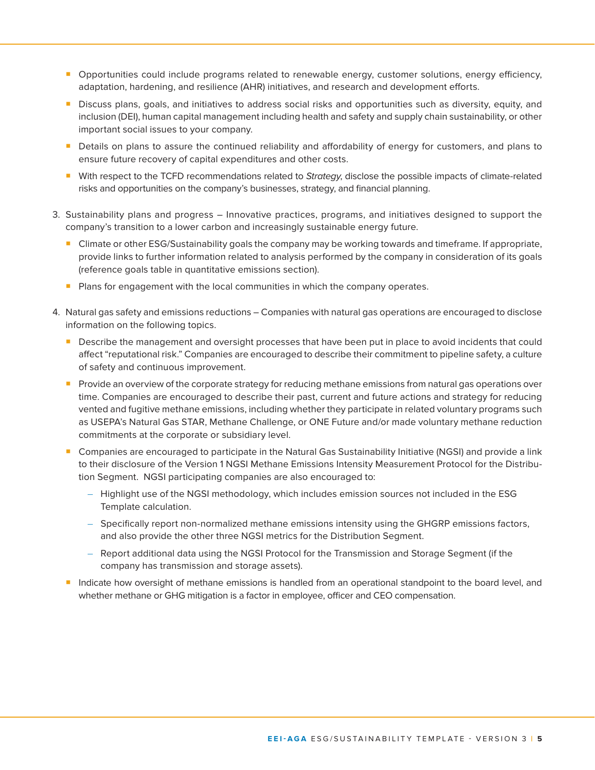- Opportunities could include programs related to renewable energy, customer solutions, energy efficiency, adaptation, hardening, and resilience (AHR) initiatives, and research and development efforts.
- Discuss plans, goals, and initiatives to address social risks and opportunities such as diversity, equity, and inclusion (DEI), human capital management including health and safety and supply chain sustainability, or other important social issues to your company.
- Details on plans to assure the continued reliability and affordability of energy for customers, and plans to ensure future recovery of capital expenditures and other costs.
- With respect to the TCFD recommendations related to *Strategy*, disclose the possible impacts of climate-related risks and opportunities on the company's businesses, strategy, and financial planning.

3. Sustainability plans and progress – Innovative practices, programs, and initiatives designed to support the company's transition to a lower carbon and increasingly sustainable energy future.
   - Climate or other ESG/Sustainability goals the company may be working towards and timeframe. If appropriate, provide links to further information related to analysis performed by the company in consideration of its goals (reference goals table in quantitative emissions section).
   - Plans for engagement with the local communities in which the company operates.

4. Natural gas safety and emissions reductions – Companies with natural gas operations are encouraged to disclose information on the following topics.
   - Describe the management and oversight processes that have been put in place to avoid incidents that could affect "reputational risk." Companies are encouraged to describe their commitment to pipeline safety, a culture of safety and continuous improvement.
   - Provide an overview of the corporate strategy for reducing methane emissions from natural gas operations over time. Companies are encouraged to describe their past, current and future actions and strategy for reducing vented and fugitive methane emissions, including whether they participate in related voluntary programs such as USEPA's Natural Gas STAR, Methane Challenge, or ONE Future and/or made voluntary methane reduction commitments at the corporate or subsidiary level.
   - Companies are encouraged to participate in the Natural Gas Sustainability Initiative (NGSI) and provide a link to their disclosure of the Version 1 NGSI Methane Emissions Intensity Measurement Protocol for the Distribution Segment. NGSI participating companies are also encouraged to:
     - Highlight use of the NGSI methodology, which includes emission sources not included in the ESG Template calculation.
     - Specifically report non-normalized methane emissions intensity using the GHGRP emissions factors, and also provide the other three NGSI metrics for the Distribution Segment.
     - Report additional data using the NGSI Protocol for the Transmission and Storage Segment (if the company has transmission and storage assets).
   - Indicate how oversight of methane emissions is handled from an operational standpoint to the board level, and whether methane or GHG mitigation is a factor in employee, officer and CEO compensation.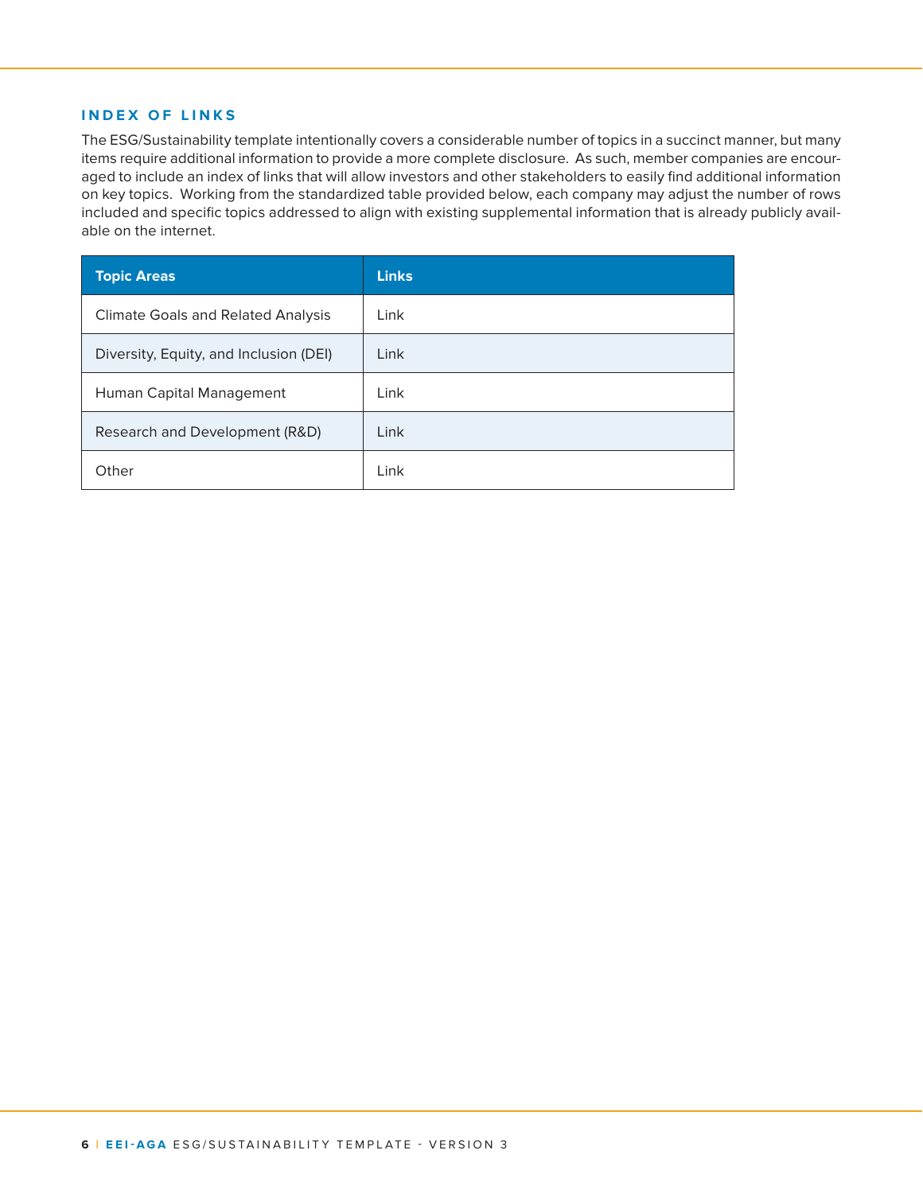## INDEX OF LINKS

The ESG/Sustainability template intentionally covers a considerable number of topics in a succinct manner, but many items require additional information to provide a more complete disclosure. As such, member companies are encouraged to include an index of links that will allow investors and other stakeholders to easily find additional information on key topics. Working from the standardized table provided below, each company may adjust the number of rows included and specific topics addressed to align with existing supplemental information that is already publicly available on the internet.

| Topic Areas | Links |
| --- | --- |
| Climate Goals and Related Analysis | Link |
| Diversity, Equity, and Inclusion (DEI) | Link |
| Human Capital Management | Link |
| Research and Development (R&D) | Link |
| Other | Link |